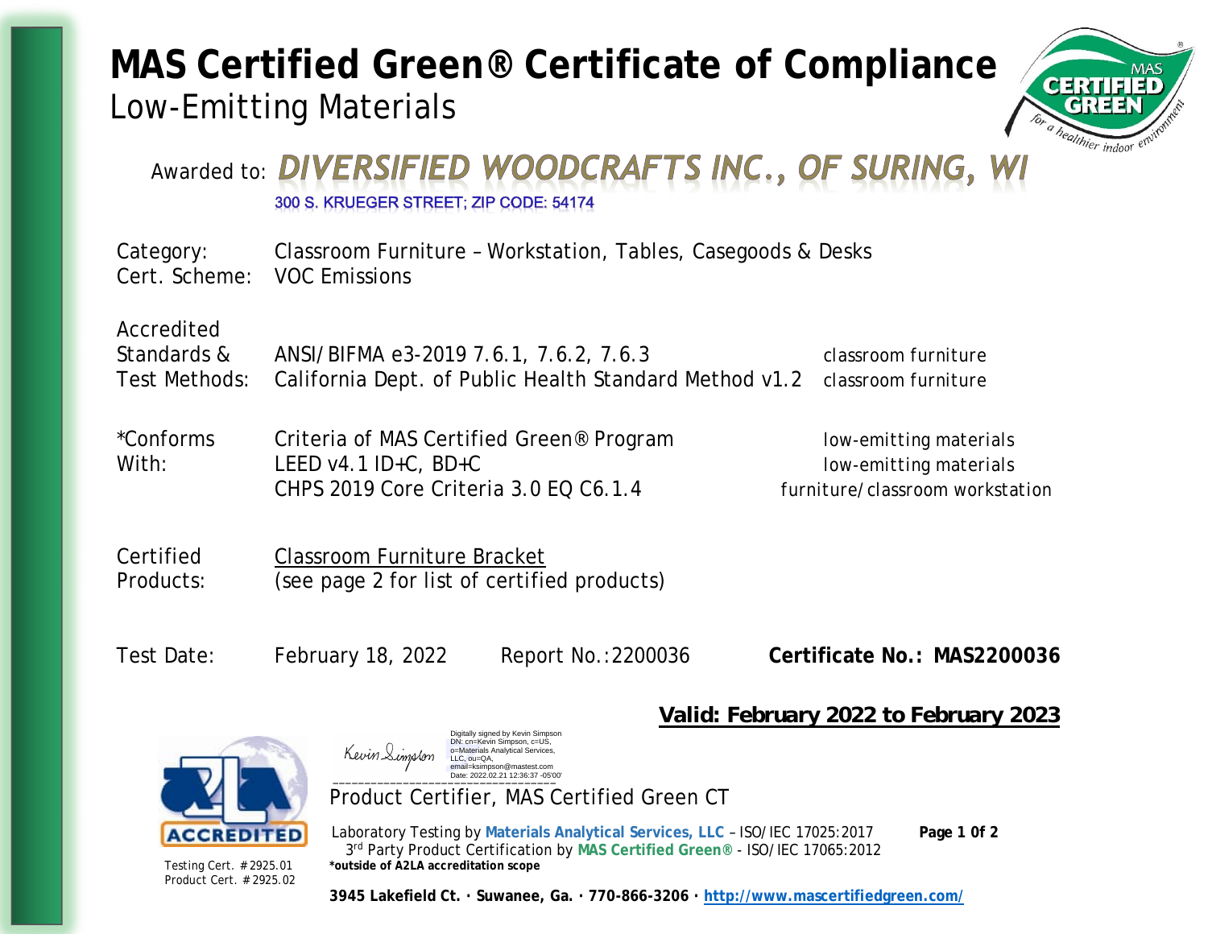# MAS Certified Green® Certificate of Compliance

## Low-Emitting Materials

Awarded to: **DIVERSIFIED WOODCRAFTS INC., OF SURING, WI**

300 S. KRUEGER STREET; ZIP CODE: 54174

Category: Classroom Furniture – Workstation, Tables, Casegoods & Desks

Cert. Scheme: VOC Emissions

| Accredited Standards & Test Methods: | | |
|---|---|---|
| | ANSI/BIFMA e3-2019 7.6.1, 7.6.2, 7.6.3 | classroom furniture |
| | California Dept. of Public Health Standard Method v1.2 | classroom furniture |

| *Conforms With: | | |
|---|---|---|
| | Criteria of MAS Certified Green® Program | low-emitting materials |
| | LEED v4.1 ID+C, BD+C | low-emitting materials |
| | CHPS 2019 Core Criteria 3.0 EQ C6.1.4 | furniture/classroom workstation |

Certified Products: Classroom Furniture Bracket
(see page 2 for list of certified products)

Test Date: February 18, 2022 Report No.:2200036 **Certificate No.: MAS2200036**

**Valid: February 2022 to February 2023**

ACCREDITED

Testing Cert. #2925.01
Product Cert. #2925.02

Kevin Simpson

Digitally signed by Kevin Simpson
DN: cn=Kevin Simpson, c=US, o=Materials Analytical Services, LLC, ou=QA, email=ksimpson@mastest.com
Date: 2022.02.21 12:36:37 -05'00'

Product Certifier, MAS Certified Green CT

Laboratory Testing by **Materials Analytical Services, LLC** – ISO/IEC 17025:2017
3rd Party Product Certification by **MAS Certified Green®** - ISO/IEC 17065:2012
***outside of A2LA accreditation scope**

**3945 Lakefield Ct. · Suwanee, Ga. · 770-866-3206 · http://www.mascertifiedgreen.com/**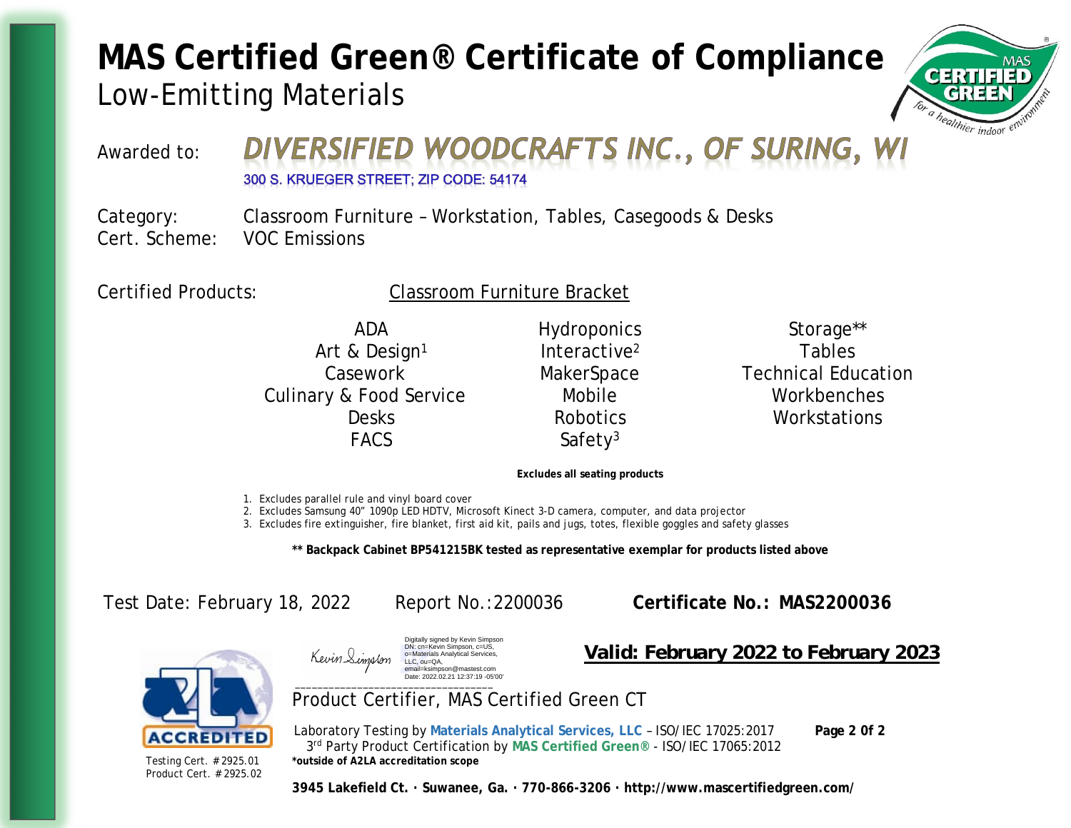# MAS Certified Green® Certificate of Compliance

## Low-Emitting Materials

Awarded to: **DIVERSIFIED WOODCRAFTS INC., OF SURING, WI**

300 S. KRUEGER STREET; ZIP CODE: 54174

Category: Classroom Furniture – Workstation, Tables, Casegoods & Desks

Cert. Scheme: VOC Emissions

Certified Products: Classroom Furniture Bracket

ADA
Art & Design[1]
Casework
Culinary & Food Service
Desks
FACS
Hydroponics
Interactive[2]
MakerSpace
Mobile
Robotics
Safety[3]
Storage**
Tables
Technical Education
Workbenches
Workstations

**Excludes all seating products**

1. Excludes parallel rule and vinyl board cover
2. Excludes Samsung 40" 1090p LED HDTV, Microsoft Kinect 3-D camera, computer, and data projector
3. Excludes fire extinguisher, fire blanket, first aid kit, pails and jugs, totes, flexible goggles and safety glasses

**** Backpack Cabinet BP541215BK tested as representative exemplar for products listed above**

Test Date: February 18, 2022 Report No.:2200036 **Certificate No.: MAS2200036**

**Valid: February 2022 to February 2023**

Digitally signed by Kevin Simpson
DN: cn=Kevin Simpson, c=US, o=Materials Analytical Services, LLC, ou=QA, email=ksimpson@mastest.com
Date: 2022.02.21 12:37:19 -05'00'

Product Certifier, MAS Certified Green CT

ACCREDITED

Testing Cert. #2925.01
Product Cert. #2925.02

Laboratory Testing by Materials Analytical Services, LLC – ISO/IEC 17025:2017

3rd Party Product Certification by MAS Certified Green® - ISO/IEC 17065:2012

***outside of A2LA accreditation scope**

**3945 Lakefield Ct. · Suwanee, Ga. · 770-866-3206 · http://www.mascertifiedgreen.com/**